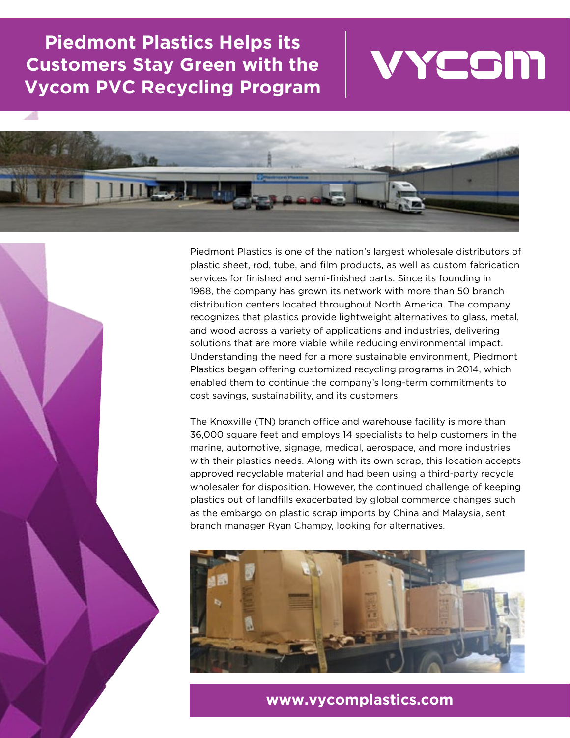# Piedmont Plastics Helps its Customers Stay Green with the Vycom PVC Recycling Program

VYCOM

Piedmont Plastics is one of the nation's largest wholesale distributors of plastic sheet, rod, tube, and film products, as well as custom fabrication services for finished and semi-finished parts. Since its founding in 1968, the company has grown its network with more than 50 branch distribution centers located throughout North America. The company recognizes that plastics provide lightweight alternatives to glass, metal, and wood across a variety of applications and industries, delivering solutions that are more viable while reducing environmental impact. Understanding the need for a more sustainable environment, Piedmont Plastics began offering customized recycling programs in 2014, which enabled them to continue the company's long-term commitments to cost savings, sustainability, and its customers.

The Knoxville (TN) branch office and warehouse facility is more than 36,000 square feet and employs 14 specialists to help customers in the marine, automotive, signage, medical, aerospace, and more industries with their plastics needs. Along with its own scrap, this location accepts approved recyclable material and had been using a third-party recycle wholesaler for disposition. However, the continued challenge of keeping plastics out of landfills exacerbated by global commerce changes such as the embargo on plastic scrap imports by China and Malaysia, sent branch manager Ryan Champy, looking for alternatives.

**www.vycomplastics.com**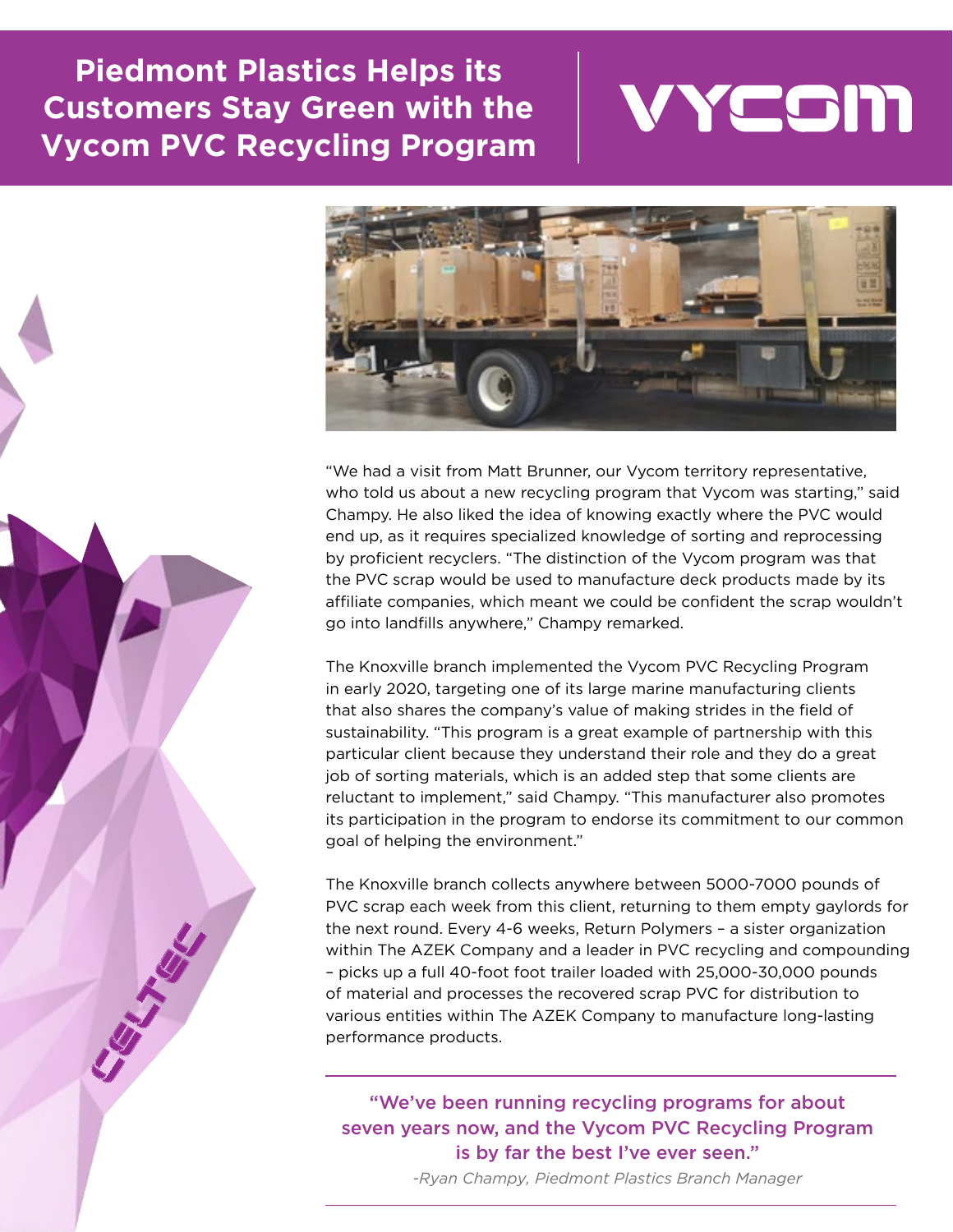# Piedmont Plastics Helps its Customers Stay Green with the Vycom PVC Recycling Program

“We had a visit from Matt Brunner, our Vycom territory representative, who told us about a new recycling program that Vycom was starting,” said Champy. He also liked the idea of knowing exactly where the PVC would end up, as it requires specialized knowledge of sorting and reprocessing by proficient recyclers. “The distinction of the Vycom program was that the PVC scrap would be used to manufacture deck products made by its affiliate companies, which meant we could be confident the scrap wouldn’t go into landfills anywhere,” Champy remarked.

The Knoxville branch implemented the Vycom PVC Recycling Program in early 2020, targeting one of its large marine manufacturing clients that also shares the company’s value of making strides in the field of sustainability. “This program is a great example of partnership with this particular client because they understand their role and they do a great job of sorting materials, which is an added step that some clients are reluctant to implement,” said Champy. “This manufacturer also promotes its participation in the program to endorse its commitment to our common goal of helping the environment.”

The Knoxville branch collects anywhere between 5000-7000 pounds of PVC scrap each week from this client, returning to them empty gaylords for the next round. Every 4-6 weeks, Return Polymers – a sister organization within The AZEK Company and a leader in PVC recycling and compounding – picks up a full 40-foot foot trailer loaded with 25,000-30,000 pounds of material and processes the recovered scrap PVC for distribution to various entities within The AZEK Company to manufacture long-lasting performance products.

> “We’ve been running recycling programs for about seven years now, and the Vycom PVC Recycling Program is by far the best I’ve ever seen.”
>
> *-Ryan Champy, Piedmont Plastics Branch Manager*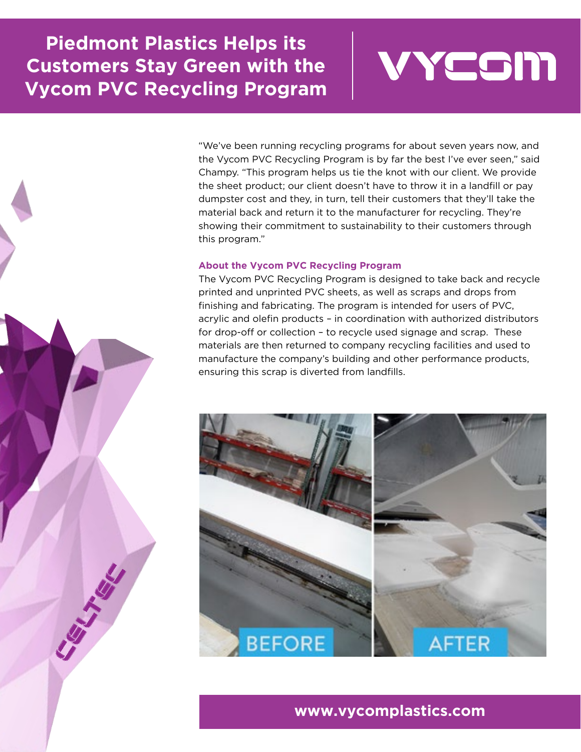# Piedmont Plastics Helps its Customers Stay Green with the Vycom PVC Recycling Program

VYCOM

"We've been running recycling programs for about seven years now, and the Vycom PVC Recycling Program is by far the best I've ever seen," said Champy. "This program helps us tie the knot with our client. We provide the sheet product; our client doesn't have to throw it in a landfill or pay dumpster cost and they, in turn, tell their customers that they'll take the material back and return it to the manufacturer for recycling. They're showing their commitment to sustainability to their customers through this program."

### About the Vycom PVC Recycling Program

The Vycom PVC Recycling Program is designed to take back and recycle printed and unprinted PVC sheets, as well as scraps and drops from finishing and fabricating. The program is intended for users of PVC, acrylic and olefin products – in coordination with authorized distributors for drop-off or collection – to recycle used signage and scrap. These materials are then returned to company recycling facilities and used to manufacture the company's building and other performance products, ensuring this scrap is diverted from landfills.

BEFORE

AFTER

**www.vycomplastics.com**